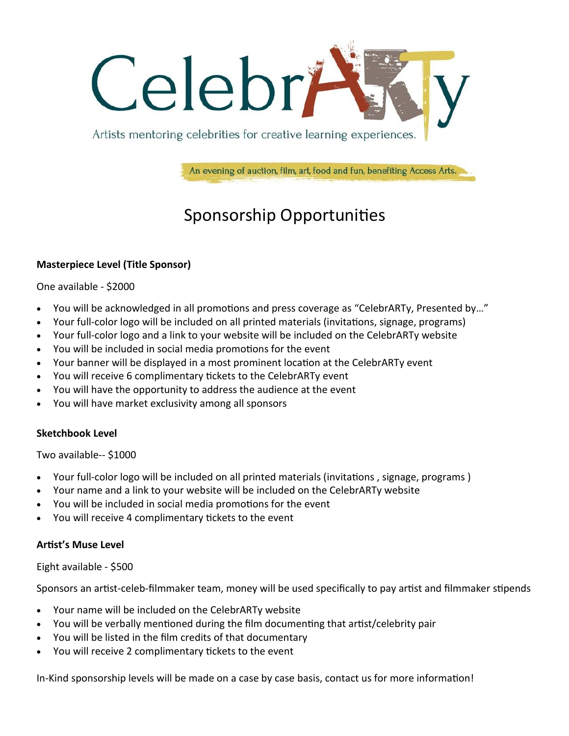# CelebrARTy

Artists mentoring celebrities for creative learning experiences.

An evening of auction, film, art, food and fun, benefiting Access Arts.

## Sponsorship Opportunities

**Masterpiece Level (Title Sponsor)**

One available - $2000

- You will be acknowledged in all promotions and press coverage as "CelebrARTy, Presented by…"
- Your full-color logo will be included on all printed materials (invitations, signage, programs)
- Your full-color logo and a link to your website will be included on the CelebrARTy website
- You will be included in social media promotions for the event
- Your banner will be displayed in a most prominent location at the CelebrARTy event
- You will receive 6 complimentary tickets to the CelebrARTy event
- You will have the opportunity to address the audience at the event
- You will have market exclusivity among all sponsors

**Sketchbook Level**

Two available-- $1000

- Your full-color logo will be included on all printed materials (invitations , signage, programs )
- Your name and a link to your website will be included on the CelebrARTy website
- You will be included in social media promotions for the event
- You will receive 4 complimentary tickets to the event

**Artist's Muse Level**

Eight available - $500

Sponsors an artist-celeb-filmmaker team, money will be used specifically to pay artist and filmmaker stipends

- Your name will be included on the CelebrARTy website
- You will be verbally mentioned during the film documenting that artist/celebrity pair
- You will be listed in the film credits of that documentary
- You will receive 2 complimentary tickets to the event

In-Kind sponsorship levels will be made on a case by case basis, contact us for more information!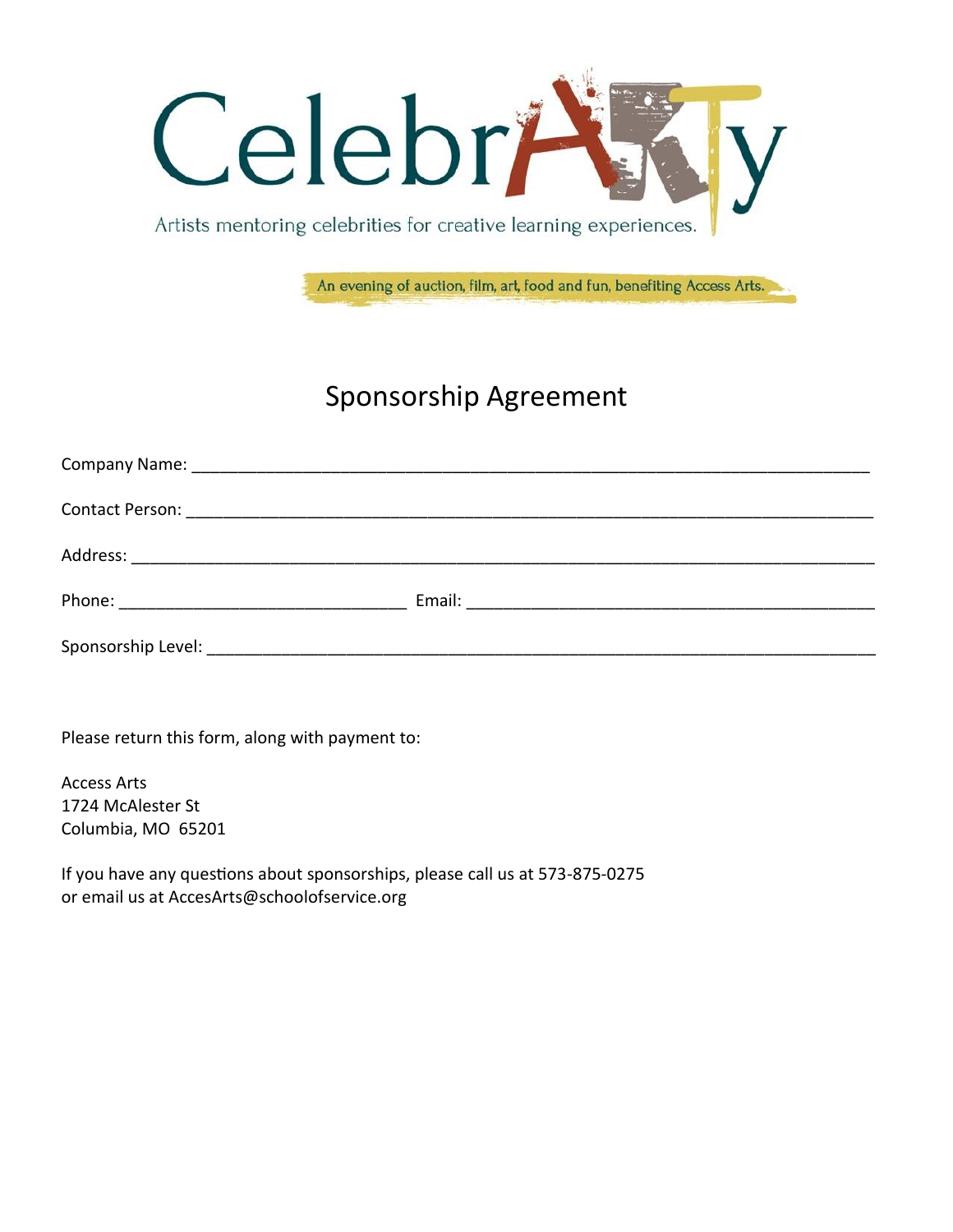CelebrARTy

Artists mentoring celebrities for creative learning experiences.

An evening of auction, film, art, food and fun, benefiting Access Arts.

# Sponsorship Agreement

Company Name: ___________________________________________________________________________

Contact Person: ___________________________________________________________________________

Address: ________________________________________________________________________________

Phone: _______________________________ Email: _____________________________________________

Sponsorship Level: _________________________________________________________________________

Please return this form, along with payment to:

Access Arts
1724 McAlester St
Columbia, MO 65201

If you have any questions about sponsorships, please call us at 573-875-0275
or email us at AccesArts@schoolofservice.org